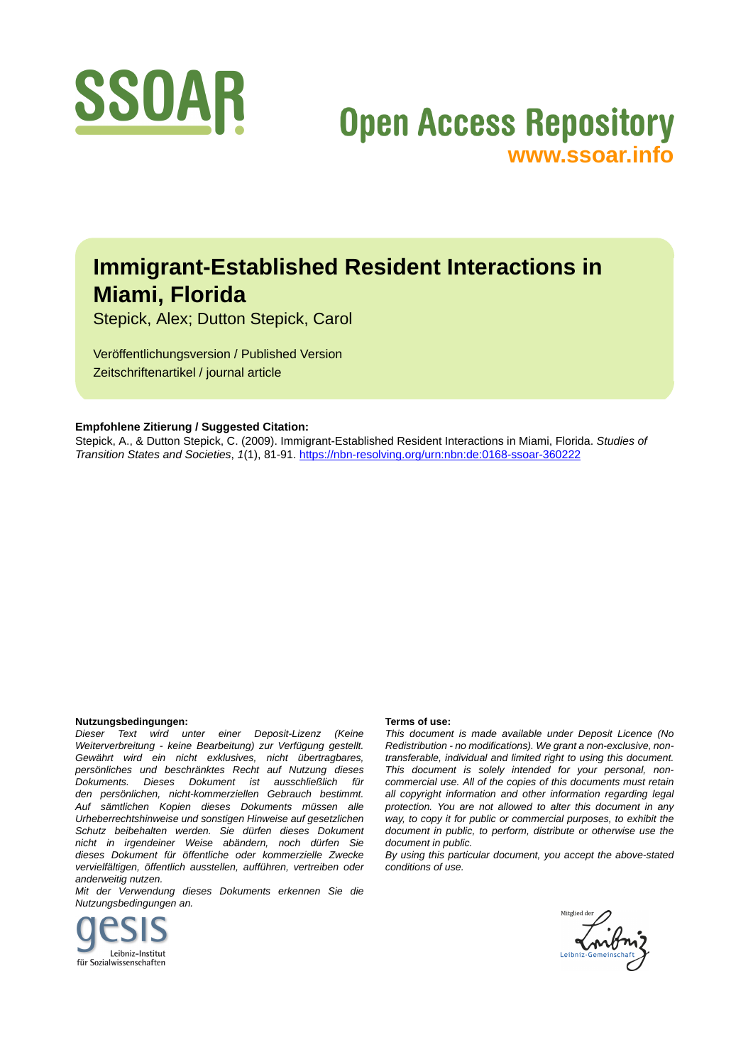# SSOAR

# Open Access Repository

www.ssoar.info

# Immigrant-Established Resident Interactions in Miami, Florida

Stepick, Alex; Dutton Stepick, Carol

Veröffentlichungsversion / Published Version
Zeitschriftenartikel / journal article

**Empfohlene Zitierung / Suggested Citation:**
Stepick, A., & Dutton Stepick, C. (2009). Immigrant-Established Resident Interactions in Miami, Florida. *Studies of Transition States and Societies*, *1*(1), 81-91. https://nbn-resolving.org/urn:nbn:de:0168-ssoar-360222

**Nutzungsbedingungen:**
*Dieser Text wird unter einer Deposit-Lizenz (Keine Weiterverbreitung - keine Bearbeitung) zur Verfügung gestellt. Gewährt wird ein nicht exklusives, nicht übertragbares, persönliches und beschränktes Recht auf Nutzung dieses Dokuments. Dieses Dokument ist ausschließlich für den persönlichen, nicht-kommerziellen Gebrauch bestimmt. Auf sämtlichen Kopien dieses Dokuments müssen alle Urheberrechtshinweise und sonstigen Hinweise auf gesetzlichen Schutz beibehalten werden. Sie dürfen dieses Dokument nicht in irgendeiner Weise abändern, noch dürfen Sie dieses Dokument für öffentliche oder kommerzielle Zwecke vervielfältigen, öffentlich ausstellen, aufführen, vertreiben oder anderweitig nutzen.*
*Mit der Verwendung dieses Dokuments erkennen Sie die Nutzungsbedingungen an.*

**Terms of use:**
*This document is made available under Deposit Licence (No Redistribution - no modifications). We grant a non-exclusive, non-transferable, individual and limited right to using this document. This document is solely intended for your personal, non-commercial use. All of the copies of this documents must retain all copyright information and other information regarding legal protection. You are not allowed to alter this document in any way, to copy it for public or commercial purposes, to exhibit the document in public, to perform, distribute or otherwise use the document in public.*
*By using this particular document, you accept the above-stated conditions of use.*

gesis Leibniz-Institut für Sozialwissenschaften

Mitglied der Leibniz-Gemeinschaft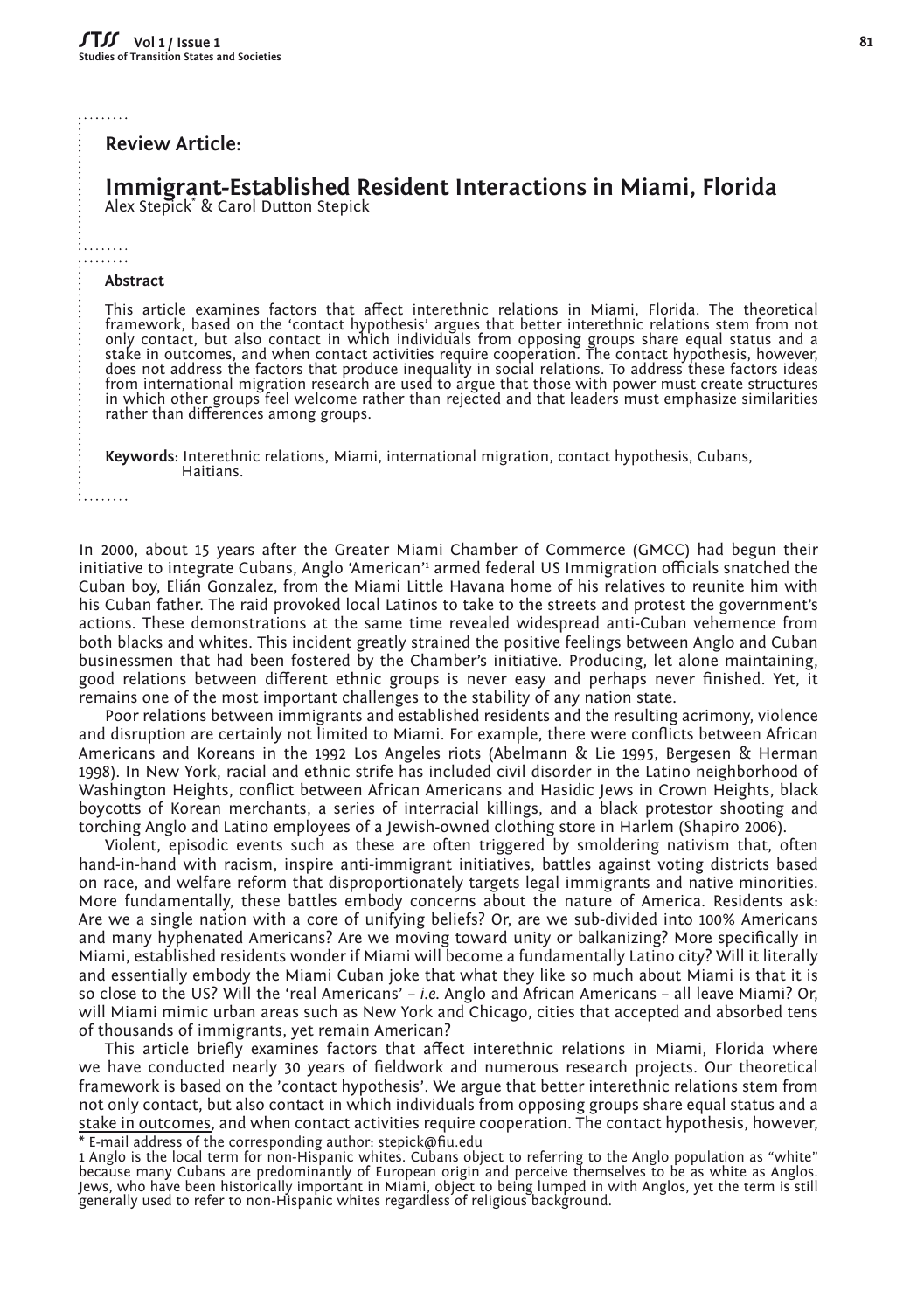## Review Article:

# Immigrant-Established Resident Interactions in Miami, Florida

Alex Stepick* & Carol Dutton Stepick

### Abstract

This article examines factors that affect interethnic relations in Miami, Florida. The theoretical framework, based on the 'contact hypothesis' argues that better interethnic relations stem from not only contact, but also contact in which individuals from opposing groups share equal status and a stake in outcomes, and when contact activities require cooperation. The contact hypothesis, however, does not address the factors that produce inequality in social relations. To address these factors ideas from international migration research are used to argue that those with power must create structures in which other groups feel welcome rather than rejected and that leaders must emphasize similarities rather than differences among groups.

**Keywords**: Interethnic relations, Miami, international migration, contact hypothesis, Cubans, Haitians.

In 2000, about 15 years after the Greater Miami Chamber of Commerce (GMCC) had begun their initiative to integrate Cubans, Anglo 'American'[1] armed federal US Immigration officials snatched the Cuban boy, Elián Gonzalez, from the Miami Little Havana home of his relatives to reunite him with his Cuban father. The raid provoked local Latinos to take to the streets and protest the government's actions. These demonstrations at the same time revealed widespread anti-Cuban vehemence from both blacks and whites. This incident greatly strained the positive feelings between Anglo and Cuban businessmen that had been fostered by the Chamber's initiative. Producing, let alone maintaining, good relations between different ethnic groups is never easy and perhaps never finished. Yet, it remains one of the most important challenges to the stability of any nation state.

Poor relations between immigrants and established residents and the resulting acrimony, violence and disruption are certainly not limited to Miami. For example, there were conflicts between African Americans and Koreans in the 1992 Los Angeles riots (Abelmann & Lie 1995, Bergesen & Herman 1998). In New York, racial and ethnic strife has included civil disorder in the Latino neighborhood of Washington Heights, conflict between African Americans and Hasidic Jews in Crown Heights, black boycotts of Korean merchants, a series of interracial killings, and a black protestor shooting and torching Anglo and Latino employees of a Jewish-owned clothing store in Harlem (Shapiro 2006).

Violent, episodic events such as these are often triggered by smoldering nativism that, often hand-in-hand with racism, inspire anti-immigrant initiatives, battles against voting districts based on race, and welfare reform that disproportionately targets legal immigrants and native minorities. More fundamentally, these battles embody concerns about the nature of America. Residents ask: Are we a single nation with a core of unifying beliefs? Or, are we sub-divided into 100% Americans and many hyphenated Americans? Are we moving toward unity or balkanizing? More specifically in Miami, established residents wonder if Miami will become a fundamentally Latino city? Will it literally and essentially embody the Miami Cuban joke that what they like so much about Miami is that it is so close to the US? Will the 'real Americans' – *i.e.* Anglo and African Americans – all leave Miami? Or, will Miami mimic urban areas such as New York and Chicago, cities that accepted and absorbed tens of thousands of immigrants, yet remain American?

This article briefly examines factors that affect interethnic relations in Miami, Florida where we have conducted nearly 30 years of fieldwork and numerous research projects. Our theoretical framework is based on the 'contact hypothesis'. We argue that better interethnic relations stem from not only contact, but also contact in which individuals from opposing groups share equal status and a stake in outcomes, and when contact activities require cooperation. The contact hypothesis, however,

\* E-mail address of the corresponding author: stepick@fiu.edu

1 Anglo is the local term for non-Hispanic whites. Cubans object to referring to the Anglo population as "white" because many Cubans are predominantly of European origin and perceive themselves to be as white as Anglos. Jews, who have been historically important in Miami, object to being lumped in with Anglos, yet the term is still generally used to refer to non-Hispanic whites regardless of religious background.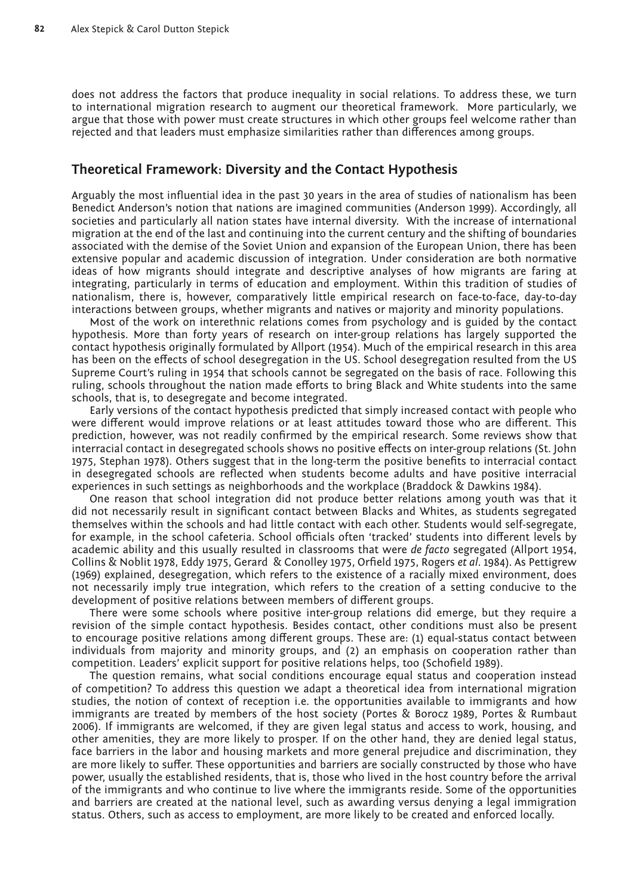does not address the factors that produce inequality in social relations. To address these, we turn to international migration research to augment our theoretical framework. More particularly, we argue that those with power must create structures in which other groups feel welcome rather than rejected and that leaders must emphasize similarities rather than differences among groups.

## Theoretical Framework: Diversity and the Contact Hypothesis

Arguably the most influential idea in the past 30 years in the area of studies of nationalism has been Benedict Anderson's notion that nations are imagined communities (Anderson 1999). Accordingly, all societies and particularly all nation states have internal diversity. With the increase of international migration at the end of the last and continuing into the current century and the shifting of boundaries associated with the demise of the Soviet Union and expansion of the European Union, there has been extensive popular and academic discussion of integration. Under consideration are both normative ideas of how migrants should integrate and descriptive analyses of how migrants are faring at integrating, particularly in terms of education and employment. Within this tradition of studies of nationalism, there is, however, comparatively little empirical research on face-to-face, day-to-day interactions between groups, whether migrants and natives or majority and minority populations.

Most of the work on interethnic relations comes from psychology and is guided by the contact hypothesis. More than forty years of research on inter-group relations has largely supported the contact hypothesis originally formulated by Allport (1954). Much of the empirical research in this area has been on the effects of school desegregation in the US. School desegregation resulted from the US Supreme Court's ruling in 1954 that schools cannot be segregated on the basis of race. Following this ruling, schools throughout the nation made efforts to bring Black and White students into the same schools, that is, to desegregate and become integrated.

Early versions of the contact hypothesis predicted that simply increased contact with people who were different would improve relations or at least attitudes toward those who are different. This prediction, however, was not readily confirmed by the empirical research. Some reviews show that interracial contact in desegregated schools shows no positive effects on inter-group relations (St. John 1975, Stephan 1978). Others suggest that in the long-term the positive benefits to interracial contact in desegregated schools are reflected when students become adults and have positive interracial experiences in such settings as neighborhoods and the workplace (Braddock & Dawkins 1984).

One reason that school integration did not produce better relations among youth was that it did not necessarily result in significant contact between Blacks and Whites, as students segregated themselves within the schools and had little contact with each other. Students would self-segregate, for example, in the school cafeteria. School officials often 'tracked' students into different levels by academic ability and this usually resulted in classrooms that were *de facto* segregated (Allport 1954, Collins & Noblit 1978, Eddy 1975, Gerard & Conolley 1975, Orfield 1975, Rogers *et al*. 1984). As Pettigrew (1969) explained, desegregation, which refers to the existence of a racially mixed environment, does not necessarily imply true integration, which refers to the creation of a setting conducive to the development of positive relations between members of different groups.

There were some schools where positive inter-group relations did emerge, but they require a revision of the simple contact hypothesis. Besides contact, other conditions must also be present to encourage positive relations among different groups. These are: (1) equal-status contact between individuals from majority and minority groups, and (2) an emphasis on cooperation rather than competition. Leaders' explicit support for positive relations helps, too (Schofield 1989).

The question remains, what social conditions encourage equal status and cooperation instead of competition? To address this question we adapt a theoretical idea from international migration studies, the notion of context of reception i.e. the opportunities available to immigrants and how immigrants are treated by members of the host society (Portes & Borocz 1989, Portes & Rumbaut 2006). If immigrants are welcomed, if they are given legal status and access to work, housing, and other amenities, they are more likely to prosper. If on the other hand, they are denied legal status, face barriers in the labor and housing markets and more general prejudice and discrimination, they are more likely to suffer. These opportunities and barriers are socially constructed by those who have power, usually the established residents, that is, those who lived in the host country before the arrival of the immigrants and who continue to live where the immigrants reside. Some of the opportunities and barriers are created at the national level, such as awarding versus denying a legal immigration status. Others, such as access to employment, are more likely to be created and enforced locally.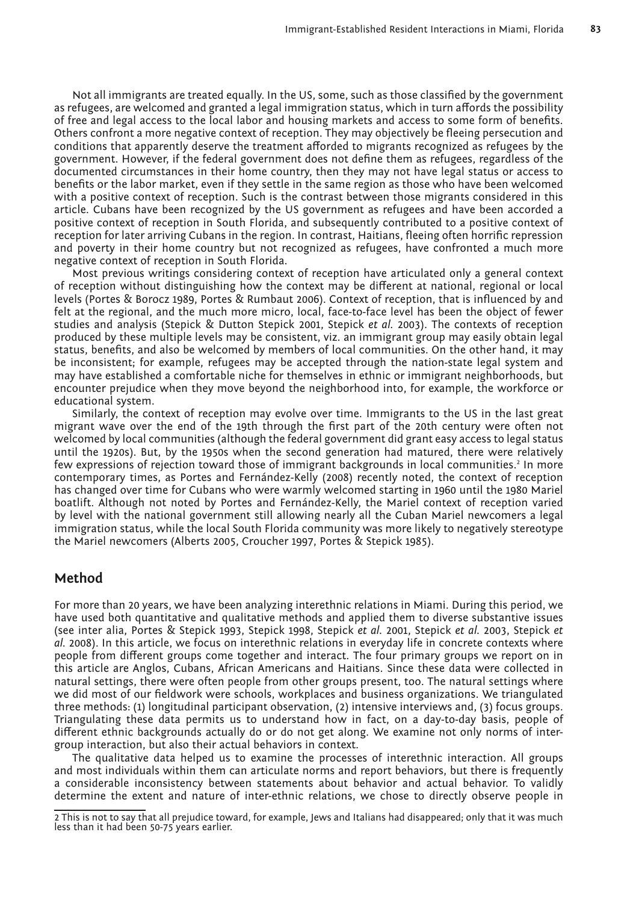Not all immigrants are treated equally. In the US, some, such as those classified by the government as refugees, are welcomed and granted a legal immigration status, which in turn affords the possibility of free and legal access to the local labor and housing markets and access to some form of benefits. Others confront a more negative context of reception. They may objectively be fleeing persecution and conditions that apparently deserve the treatment afforded to migrants recognized as refugees by the government. However, if the federal government does not define them as refugees, regardless of the documented circumstances in their home country, then they may not have legal status or access to benefits or the labor market, even if they settle in the same region as those who have been welcomed with a positive context of reception. Such is the contrast between those migrants considered in this article. Cubans have been recognized by the US government as refugees and have been accorded a positive context of reception in South Florida, and subsequently contributed to a positive context of reception for later arriving Cubans in the region. In contrast, Haitians, fleeing often horrific repression and poverty in their home country but not recognized as refugees, have confronted a much more negative context of reception in South Florida.

Most previous writings considering context of reception have articulated only a general context of reception without distinguishing how the context may be different at national, regional or local levels (Portes & Borocz 1989, Portes & Rumbaut 2006). Context of reception, that is influenced by and felt at the regional, and the much more micro, local, face-to-face level has been the object of fewer studies and analysis (Stepick & Dutton Stepick 2001, Stepick *et al.* 2003). The contexts of reception produced by these multiple levels may be consistent, viz. an immigrant group may easily obtain legal status, benefits, and also be welcomed by members of local communities. On the other hand, it may be inconsistent; for example, refugees may be accepted through the nation-state legal system and may have established a comfortable niche for themselves in ethnic or immigrant neighborhoods, but encounter prejudice when they move beyond the neighborhood into, for example, the workforce or educational system.

Similarly, the context of reception may evolve over time. Immigrants to the US in the last great migrant wave over the end of the 19th through the first part of the 20th century were often not welcomed by local communities (although the federal government did grant easy access to legal status until the 1920s). But, by the 1950s when the second generation had matured, there were relatively few expressions of rejection toward those of immigrant backgrounds in local communities.[2] In more contemporary times, as Portes and Fernández-Kelly (2008) recently noted, the context of reception has changed over time for Cubans who were warmly welcomed starting in 1960 until the 1980 Mariel boatlift. Although not noted by Portes and Fernández-Kelly, the Mariel context of reception varied by level with the national government still allowing nearly all the Cuban Mariel newcomers a legal immigration status, while the local South Florida community was more likely to negatively stereotype the Mariel newcomers (Alberts 2005, Croucher 1997, Portes & Stepick 1985).

## Method

For more than 20 years, we have been analyzing interethnic relations in Miami. During this period, we have used both quantitative and qualitative methods and applied them to diverse substantive issues (see inter alia, Portes & Stepick 1993, Stepick 1998, Stepick *et al.* 2001, Stepick *et al.* 2003, Stepick *et al.* 2008). In this article, we focus on interethnic relations in everyday life in concrete contexts where people from different groups come together and interact. The four primary groups we report on in this article are Anglos, Cubans, African Americans and Haitians. Since these data were collected in natural settings, there were often people from other groups present, too. The natural settings where we did most of our fieldwork were schools, workplaces and business organizations. We triangulated three methods: (1) longitudinal participant observation, (2) intensive interviews and, (3) focus groups. Triangulating these data permits us to understand how in fact, on a day-to-day basis, people of different ethnic backgrounds actually do or do not get along. We examine not only norms of inter-group interaction, but also their actual behaviors in context.

The qualitative data helped us to examine the processes of interethnic interaction. All groups and most individuals within them can articulate norms and report behaviors, but there is frequently a considerable inconsistency between statements about behavior and actual behavior. To validly determine the extent and nature of inter-ethnic relations, we chose to directly observe people in

2 This is not to say that all prejudice toward, for example, Jews and Italians had disappeared; only that it was much less than it had been 50-75 years earlier.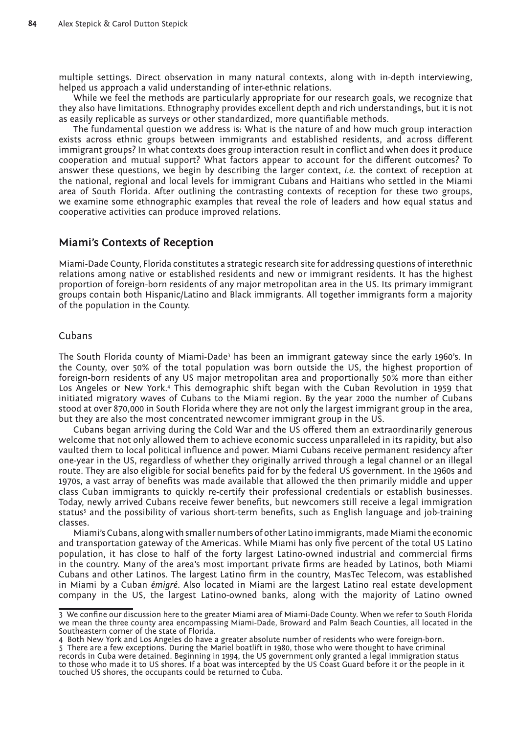multiple settings. Direct observation in many natural contexts, along with in-depth interviewing, helped us approach a valid understanding of inter-ethnic relations.

While we feel the methods are particularly appropriate for our research goals, we recognize that they also have limitations. Ethnography provides excellent depth and rich understandings, but it is not as easily replicable as surveys or other standardized, more quantifiable methods.

The fundamental question we address is: What is the nature of and how much group interaction exists across ethnic groups between immigrants and established residents, and across different immigrant groups? In what contexts does group interaction result in conflict and when does it produce cooperation and mutual support? What factors appear to account for the different outcomes? To answer these questions, we begin by describing the larger context, *i.e.* the context of reception at the national, regional and local levels for immigrant Cubans and Haitians who settled in the Miami area of South Florida. After outlining the contrasting contexts of reception for these two groups, we examine some ethnographic examples that reveal the role of leaders and how equal status and cooperative activities can produce improved relations.

## Miami's Contexts of Reception

Miami-Dade County, Florida constitutes a strategic research site for addressing questions of interethnic relations among native or established residents and new or immigrant residents. It has the highest proportion of foreign-born residents of any major metropolitan area in the US. Its primary immigrant groups contain both Hispanic/Latino and Black immigrants. All together immigrants form a majority of the population in the County.

### Cubans

The South Florida county of Miami-Dade[3] has been an immigrant gateway since the early 1960's. In the County, over 50% of the total population was born outside the US, the highest proportion of foreign-born residents of any US major metropolitan area and proportionally 50% more than either Los Angeles or New York.[4] This demographic shift began with the Cuban Revolution in 1959 that initiated migratory waves of Cubans to the Miami region. By the year 2000 the number of Cubans stood at over 870,000 in South Florida where they are not only the largest immigrant group in the area, but they are also the most concentrated newcomer immigrant group in the US.

Cubans began arriving during the Cold War and the US offered them an extraordinarily generous welcome that not only allowed them to achieve economic success unparalleled in its rapidity, but also vaulted them to local political influence and power. Miami Cubans receive permanent residency after one-year in the US, regardless of whether they originally arrived through a legal channel or an illegal route. They are also eligible for social benefits paid for by the federal US government. In the 1960s and 1970s, a vast array of benefits was made available that allowed the then primarily middle and upper class Cuban immigrants to quickly re-certify their professional credentials or establish businesses. Today, newly arrived Cubans receive fewer benefits, but newcomers still receive a legal immigration status[5] and the possibility of various short-term benefits, such as English language and job-training classes.

Miami's Cubans, along with smaller numbers of other Latino immigrants, made Miami the economic and transportation gateway of the Americas. While Miami has only five percent of the total US Latino population, it has close to half of the forty largest Latino-owned industrial and commercial firms in the country. Many of the area's most important private firms are headed by Latinos, both Miami Cubans and other Latinos. The largest Latino firm in the country, MasTec Telecom, was established in Miami by a Cuban *émigré*. Also located in Miami are the largest Latino real estate development company in the US, the largest Latino-owned banks, along with the majority of Latino owned

---

3 We confine our discussion here to the greater Miami area of Miami-Dade County. When we refer to South Florida we mean the three county area encompassing Miami-Dade, Broward and Palm Beach Counties, all located in the Southeastern corner of the state of Florida.

4 Both New York and Los Angeles do have a greater absolute number of residents who were foreign-born.

5 There are a few exceptions. During the Mariel boatlift in 1980, those who were thought to have criminal records in Cuba were detained. Beginning in 1994, the US government only granted a legal immigration status to those who made it to US shores. If a boat was intercepted by the US Coast Guard before it or the people in it touched US shores, the occupants could be returned to Cuba.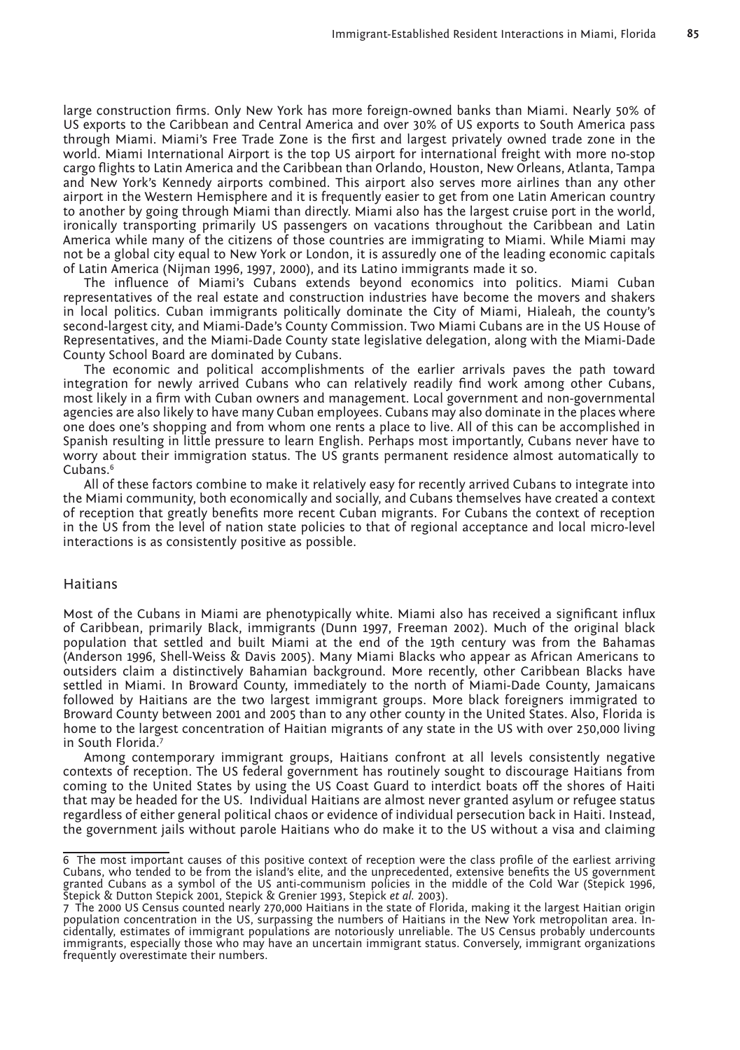large construction firms. Only New York has more foreign-owned banks than Miami. Nearly 50% of US exports to the Caribbean and Central America and over 30% of US exports to South America pass through Miami. Miami's Free Trade Zone is the first and largest privately owned trade zone in the world. Miami International Airport is the top US airport for international freight with more no-stop cargo flights to Latin America and the Caribbean than Orlando, Houston, New Orleans, Atlanta, Tampa and New York's Kennedy airports combined. This airport also serves more airlines than any other airport in the Western Hemisphere and it is frequently easier to get from one Latin American country to another by going through Miami than directly. Miami also has the largest cruise port in the world, ironically transporting primarily US passengers on vacations throughout the Caribbean and Latin America while many of the citizens of those countries are immigrating to Miami. While Miami may not be a global city equal to New York or London, it is assuredly one of the leading economic capitals of Latin America (Nijman 1996, 1997, 2000), and its Latino immigrants made it so.

The influence of Miami's Cubans extends beyond economics into politics. Miami Cuban representatives of the real estate and construction industries have become the movers and shakers in local politics. Cuban immigrants politically dominate the City of Miami, Hialeah, the county's second-largest city, and Miami-Dade's County Commission. Two Miami Cubans are in the US House of Representatives, and the Miami-Dade County state legislative delegation, along with the Miami-Dade County School Board are dominated by Cubans.

The economic and political accomplishments of the earlier arrivals paves the path toward integration for newly arrived Cubans who can relatively readily find work among other Cubans, most likely in a firm with Cuban owners and management. Local government and non-governmental agencies are also likely to have many Cuban employees. Cubans may also dominate in the places where one does one's shopping and from whom one rents a place to live. All of this can be accomplished in Spanish resulting in little pressure to learn English. Perhaps most importantly, Cubans never have to worry about their immigration status. The US grants permanent residence almost automatically to Cubans.[6]

All of these factors combine to make it relatively easy for recently arrived Cubans to integrate into the Miami community, both economically and socially, and Cubans themselves have created a context of reception that greatly benefits more recent Cuban migrants. For Cubans the context of reception in the US from the level of nation state policies to that of regional acceptance and local micro-level interactions is as consistently positive as possible.

## Haitians

Most of the Cubans in Miami are phenotypically white. Miami also has received a significant influx of Caribbean, primarily Black, immigrants (Dunn 1997, Freeman 2002). Much of the original black population that settled and built Miami at the end of the 19th century was from the Bahamas (Anderson 1996, Shell-Weiss & Davis 2005). Many Miami Blacks who appear as African Americans to outsiders claim a distinctively Bahamian background. More recently, other Caribbean Blacks have settled in Miami. In Broward County, immediately to the north of Miami-Dade County, Jamaicans followed by Haitians are the two largest immigrant groups. More black foreigners immigrated to Broward County between 2001 and 2005 than to any other county in the United States. Also, Florida is home to the largest concentration of Haitian migrants of any state in the US with over 250,000 living in South Florida.[7]

Among contemporary immigrant groups, Haitians confront at all levels consistently negative contexts of reception. The US federal government has routinely sought to discourage Haitians from coming to the United States by using the US Coast Guard to interdict boats off the shores of Haiti that may be headed for the US. Individual Haitians are almost never granted asylum or refugee status regardless of either general political chaos or evidence of individual persecution back in Haiti. Instead, the government jails without parole Haitians who do make it to the US without a visa and claiming

---

6 The most important causes of this positive context of reception were the class profile of the earliest arriving Cubans, who tended to be from the island's elite, and the unprecedented, extensive benefits the US government granted Cubans as a symbol of the US anti-communism policies in the middle of the Cold War (Stepick 1996, Stepick & Dutton Stepick 2001, Stepick & Grenier 1993, Stepick *et al.* 2003).

7 The 2000 US Census counted nearly 270,000 Haitians in the state of Florida, making it the largest Haitian origin population concentration in the US, surpassing the numbers of Haitians in the New York metropolitan area. Incidentally, estimates of immigrant populations are notoriously unreliable. The US Census probably undercounts immigrants, especially those who may have an uncertain immigrant status. Conversely, immigrant organizations frequently overestimate their numbers.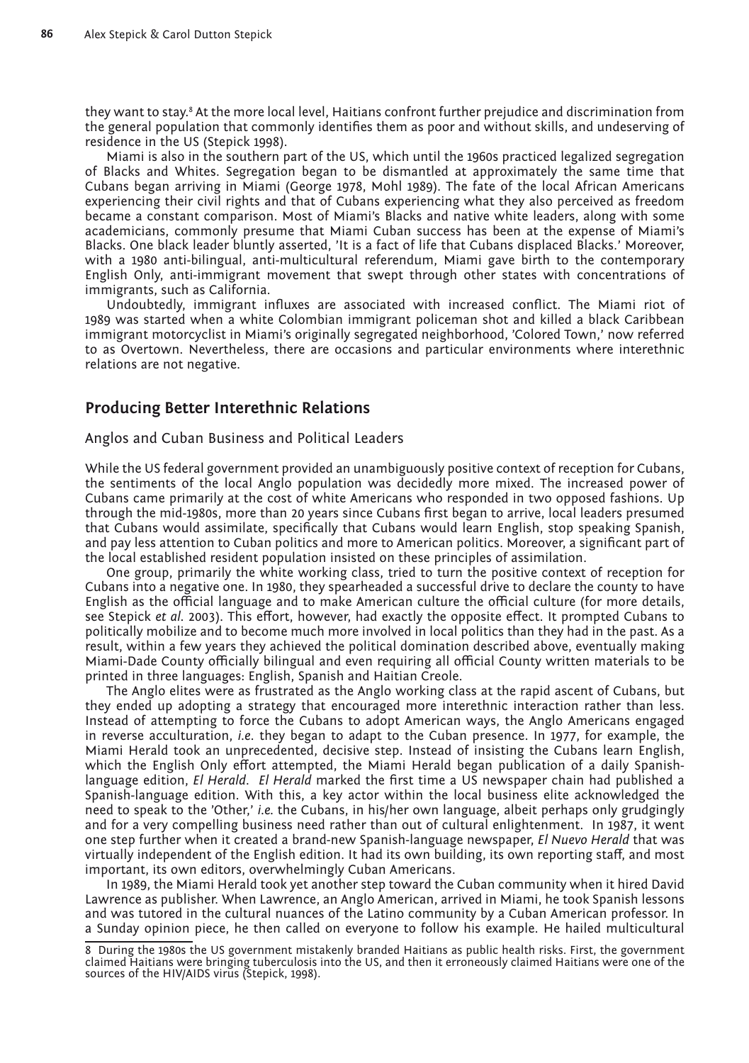they want to stay.[8] At the more local level, Haitians confront further prejudice and discrimination from the general population that commonly identifies them as poor and without skills, and undeserving of residence in the US (Stepick 1998).

Miami is also in the southern part of the US, which until the 1960s practiced legalized segregation of Blacks and Whites. Segregation began to be dismantled at approximately the same time that Cubans began arriving in Miami (George 1978, Mohl 1989). The fate of the local African Americans experiencing their civil rights and that of Cubans experiencing what they also perceived as freedom became a constant comparison. Most of Miami's Blacks and native white leaders, along with some academicians, commonly presume that Miami Cuban success has been at the expense of Miami's Blacks. One black leader bluntly asserted, 'It is a fact of life that Cubans displaced Blacks.' Moreover, with a 1980 anti-bilingual, anti-multicultural referendum, Miami gave birth to the contemporary English Only, anti-immigrant movement that swept through other states with concentrations of immigrants, such as California.

Undoubtedly, immigrant influxes are associated with increased conflict. The Miami riot of 1989 was started when a white Colombian immigrant policeman shot and killed a black Caribbean immigrant motorcyclist in Miami's originally segregated neighborhood, 'Colored Town,' now referred to as Overtown. Nevertheless, there are occasions and particular environments where interethnic relations are not negative.

## Producing Better Interethnic Relations

### Anglos and Cuban Business and Political Leaders

While the US federal government provided an unambiguously positive context of reception for Cubans, the sentiments of the local Anglo population was decidedly more mixed. The increased power of Cubans came primarily at the cost of white Americans who responded in two opposed fashions. Up through the mid-1980s, more than 20 years since Cubans first began to arrive, local leaders presumed that Cubans would assimilate, specifically that Cubans would learn English, stop speaking Spanish, and pay less attention to Cuban politics and more to American politics. Moreover, a significant part of the local established resident population insisted on these principles of assimilation.

One group, primarily the white working class, tried to turn the positive context of reception for Cubans into a negative one. In 1980, they spearheaded a successful drive to declare the county to have English as the official language and to make American culture the official culture (for more details, see Stepick *et al*. 2003). This effort, however, had exactly the opposite effect. It prompted Cubans to politically mobilize and to become much more involved in local politics than they had in the past. As a result, within a few years they achieved the political domination described above, eventually making Miami-Dade County officially bilingual and even requiring all official County written materials to be printed in three languages: English, Spanish and Haitian Creole.

The Anglo elites were as frustrated as the Anglo working class at the rapid ascent of Cubans, but they ended up adopting a strategy that encouraged more interethnic interaction rather than less. Instead of attempting to force the Cubans to adopt American ways, the Anglo Americans engaged in reverse acculturation, *i.e.* they began to adapt to the Cuban presence. In 1977, for example, the Miami Herald took an unprecedented, decisive step. Instead of insisting the Cubans learn English, which the English Only effort attempted, the Miami Herald began publication of a daily Spanish-language edition, *El Herald*. *El Herald* marked the first time a US newspaper chain had published a Spanish-language edition. With this, a key actor within the local business elite acknowledged the need to speak to the 'Other,' *i.e.* the Cubans, in his/her own language, albeit perhaps only grudgingly and for a very compelling business need rather than out of cultural enlightenment. In 1987, it went one step further when it created a brand-new Spanish-language newspaper, *El Nuevo Herald* that was virtually independent of the English edition. It had its own building, its own reporting staff, and most important, its own editors, overwhelmingly Cuban Americans.

In 1989, the Miami Herald took yet another step toward the Cuban community when it hired David Lawrence as publisher. When Lawrence, an Anglo American, arrived in Miami, he took Spanish lessons and was tutored in the cultural nuances of the Latino community by a Cuban American professor. In a Sunday opinion piece, he then called on everyone to follow his example. He hailed multicultural

---

8 During the 1980s the US government mistakenly branded Haitians as public health risks. First, the government claimed Haitians were bringing tuberculosis into the US, and then it erroneously claimed Haitians were one of the sources of the HIV/AIDS virus (Stepick, 1998).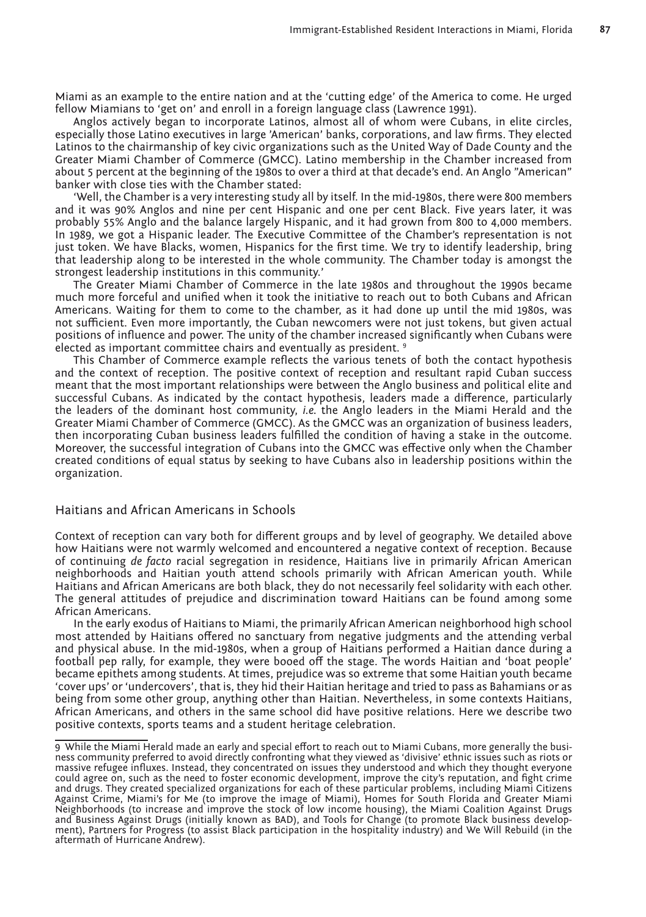Miami as an example to the entire nation and at the 'cutting edge' of the America to come. He urged fellow Miamians to 'get on' and enroll in a foreign language class (Lawrence 1991).

Anglos actively began to incorporate Latinos, almost all of whom were Cubans, in elite circles, especially those Latino executives in large 'American' banks, corporations, and law firms. They elected Latinos to the chairmanship of key civic organizations such as the United Way of Dade County and the Greater Miami Chamber of Commerce (GMCC). Latino membership in the Chamber increased from about 5 percent at the beginning of the 1980s to over a third at that decade's end. An Anglo "American" banker with close ties with the Chamber stated:

'Well, the Chamber is a very interesting study all by itself. In the mid-1980s, there were 800 members and it was 90% Anglos and nine per cent Hispanic and one per cent Black. Five years later, it was probably 55% Anglo and the balance largely Hispanic, and it had grown from 800 to 4,000 members. In 1989, we got a Hispanic leader. The Executive Committee of the Chamber's representation is not just token. We have Blacks, women, Hispanics for the first time. We try to identify leadership, bring that leadership along to be interested in the whole community. The Chamber today is amongst the strongest leadership institutions in this community.'

The Greater Miami Chamber of Commerce in the late 1980s and throughout the 1990s became much more forceful and unified when it took the initiative to reach out to both Cubans and African Americans. Waiting for them to come to the chamber, as it had done up until the mid 1980s, was not sufficient. Even more importantly, the Cuban newcomers were not just tokens, but given actual positions of influence and power. The unity of the chamber increased significantly when Cubans were elected as important committee chairs and eventually as president. [9]

This Chamber of Commerce example reflects the various tenets of both the contact hypothesis and the context of reception. The positive context of reception and resultant rapid Cuban success meant that the most important relationships were between the Anglo business and political elite and successful Cubans. As indicated by the contact hypothesis, leaders made a difference, particularly the leaders of the dominant host community, *i.e.* the Anglo leaders in the Miami Herald and the Greater Miami Chamber of Commerce (GMCC). As the GMCC was an organization of business leaders, then incorporating Cuban business leaders fulfilled the condition of having a stake in the outcome. Moreover, the successful integration of Cubans into the GMCC was effective only when the Chamber created conditions of equal status by seeking to have Cubans also in leadership positions within the organization.

## Haitians and African Americans in Schools

Context of reception can vary both for different groups and by level of geography. We detailed above how Haitians were not warmly welcomed and encountered a negative context of reception. Because of continuing *de facto* racial segregation in residence, Haitians live in primarily African American neighborhoods and Haitian youth attend schools primarily with African American youth. While Haitians and African Americans are both black, they do not necessarily feel solidarity with each other. The general attitudes of prejudice and discrimination toward Haitians can be found among some African Americans.

In the early exodus of Haitians to Miami, the primarily African American neighborhood high school most attended by Haitians offered no sanctuary from negative judgments and the attending verbal and physical abuse. In the mid-1980s, when a group of Haitians performed a Haitian dance during a football pep rally, for example, they were booed off the stage. The words Haitian and 'boat people' became epithets among students. At times, prejudice was so extreme that some Haitian youth became 'cover ups' or 'undercovers', that is, they hid their Haitian heritage and tried to pass as Bahamians or as being from some other group, anything other than Haitian. Nevertheless, in some contexts Haitians, African Americans, and others in the same school did have positive relations. Here we describe two positive contexts, sports teams and a student heritage celebration.

---

9 While the Miami Herald made an early and special effort to reach out to Miami Cubans, more generally the business community preferred to avoid directly confronting what they viewed as 'divisive' ethnic issues such as riots or massive refugee influxes. Instead, they concentrated on issues they understood and which they thought everyone could agree on, such as the need to foster economic development, improve the city's reputation, and fight crime and drugs. They created specialized organizations for each of these particular problems, including Miami Citizens Against Crime, Miami's for Me (to improve the image of Miami), Homes for South Florida and Greater Miami Neighborhoods (to increase and improve the stock of low income housing), the Miami Coalition Against Drugs and Business Against Drugs (initially known as BAD), and Tools for Change (to promote Black business development), Partners for Progress (to assist Black participation in the hospitality industry) and We Will Rebuild (in the aftermath of Hurricane Andrew).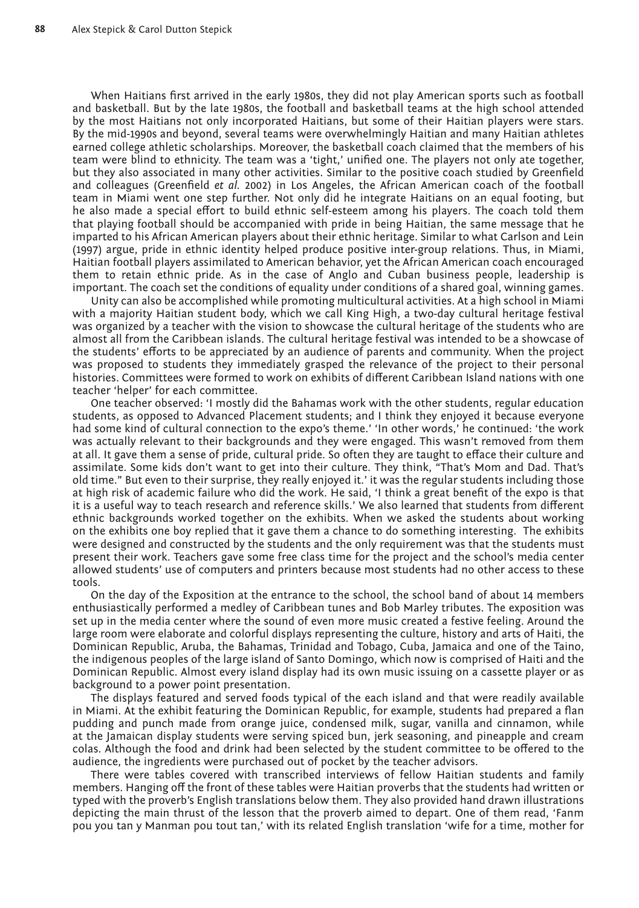When Haitians first arrived in the early 1980s, they did not play American sports such as football and basketball. But by the late 1980s, the football and basketball teams at the high school attended by the most Haitians not only incorporated Haitians, but some of their Haitian players were stars. By the mid-1990s and beyond, several teams were overwhelmingly Haitian and many Haitian athletes earned college athletic scholarships. Moreover, the basketball coach claimed that the members of his team were blind to ethnicity. The team was a 'tight,' unified one. The players not only ate together, but they also associated in many other activities. Similar to the positive coach studied by Greenfield and colleagues (Greenfield *et al.* 2002) in Los Angeles, the African American coach of the football team in Miami went one step further. Not only did he integrate Haitians on an equal footing, but he also made a special effort to build ethnic self-esteem among his players. The coach told them that playing football should be accompanied with pride in being Haitian, the same message that he imparted to his African American players about their ethnic heritage. Similar to what Carlson and Lein (1997) argue, pride in ethnic identity helped produce positive inter-group relations. Thus, in Miami, Haitian football players assimilated to American behavior, yet the African American coach encouraged them to retain ethnic pride. As in the case of Anglo and Cuban business people, leadership is important. The coach set the conditions of equality under conditions of a shared goal, winning games.

Unity can also be accomplished while promoting multicultural activities. At a high school in Miami with a majority Haitian student body, which we call King High, a two-day cultural heritage festival was organized by a teacher with the vision to showcase the cultural heritage of the students who are almost all from the Caribbean islands. The cultural heritage festival was intended to be a showcase of the students' efforts to be appreciated by an audience of parents and community. When the project was proposed to students they immediately grasped the relevance of the project to their personal histories. Committees were formed to work on exhibits of different Caribbean Island nations with one teacher 'helper' for each committee.

One teacher observed: 'I mostly did the Bahamas work with the other students, regular education students, as opposed to Advanced Placement students; and I think they enjoyed it because everyone had some kind of cultural connection to the expo's theme.' 'In other words,' he continued: 'the work was actually relevant to their backgrounds and they were engaged. This wasn't removed from them at all. It gave them a sense of pride, cultural pride. So often they are taught to efface their culture and assimilate. Some kids don't want to get into their culture. They think, "That's Mom and Dad. That's old time." But even to their surprise, they really enjoyed it.' it was the regular students including those at high risk of academic failure who did the work. He said, 'I think a great benefit of the expo is that it is a useful way to teach research and reference skills.' We also learned that students from different ethnic backgrounds worked together on the exhibits. When we asked the students about working on the exhibits one boy replied that it gave them a chance to do something interesting. The exhibits were designed and constructed by the students and the only requirement was that the students must present their work. Teachers gave some free class time for the project and the school's media center allowed students' use of computers and printers because most students had no other access to these tools.

On the day of the Exposition at the entrance to the school, the school band of about 14 members enthusiastically performed a medley of Caribbean tunes and Bob Marley tributes. The exposition was set up in the media center where the sound of even more music created a festive feeling. Around the large room were elaborate and colorful displays representing the culture, history and arts of Haiti, the Dominican Republic, Aruba, the Bahamas, Trinidad and Tobago, Cuba, Jamaica and one of the Taino, the indigenous peoples of the large island of Santo Domingo, which now is comprised of Haiti and the Dominican Republic. Almost every island display had its own music issuing on a cassette player or as background to a power point presentation.

The displays featured and served foods typical of the each island and that were readily available in Miami. At the exhibit featuring the Dominican Republic, for example, students had prepared a flan pudding and punch made from orange juice, condensed milk, sugar, vanilla and cinnamon, while at the Jamaican display students were serving spiced bun, jerk seasoning, and pineapple and cream colas. Although the food and drink had been selected by the student committee to be offered to the audience, the ingredients were purchased out of pocket by the teacher advisors.

There were tables covered with transcribed interviews of fellow Haitian students and family members. Hanging off the front of these tables were Haitian proverbs that the students had written or typed with the proverb's English translations below them. They also provided hand drawn illustrations depicting the main thrust of the lesson that the proverb aimed to depart. One of them read, 'Fanm pou you tan y Manman pou tout tan,' with its related English translation 'wife for a time, mother for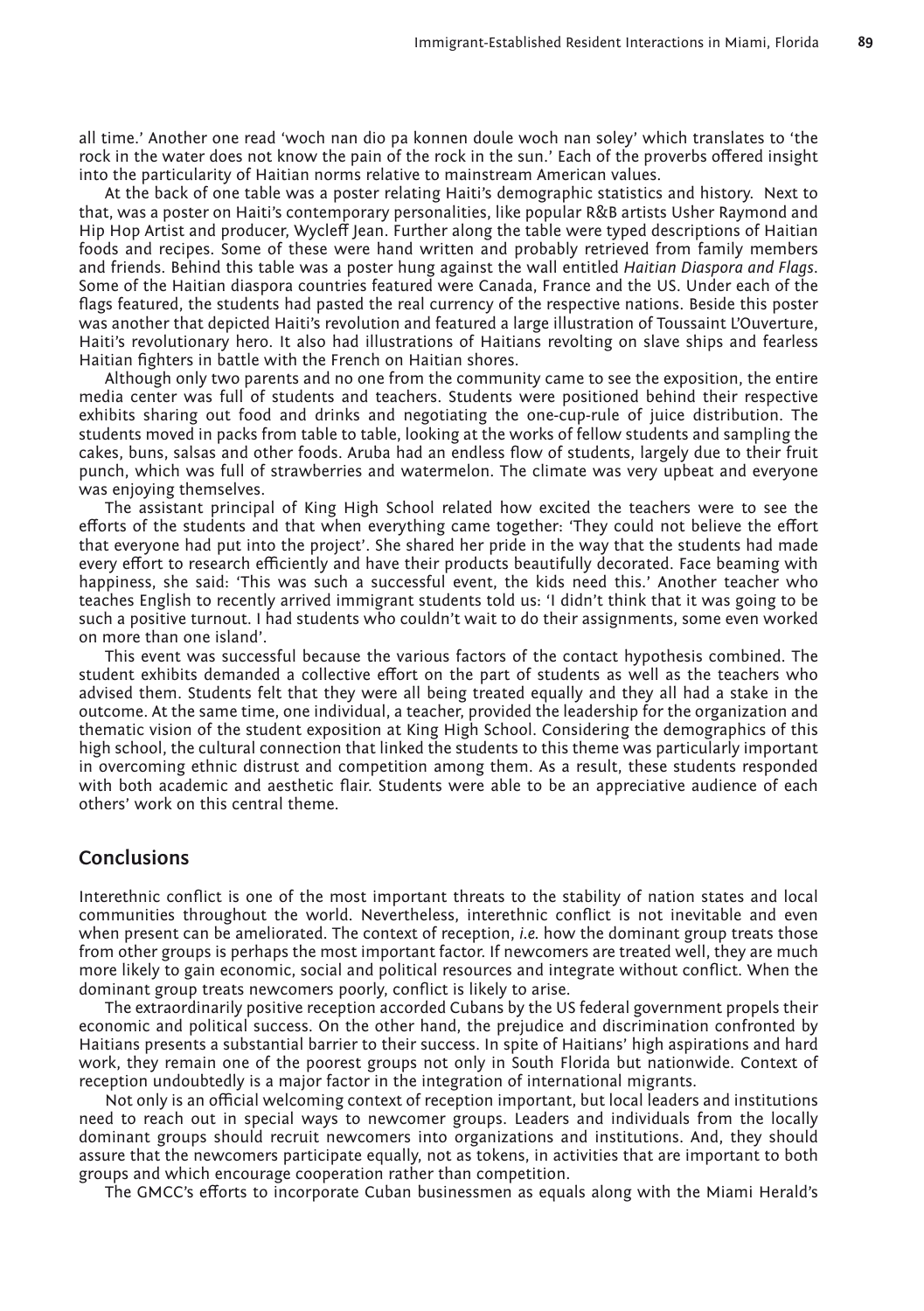all time.' Another one read 'woch nan dio pa konnen doule woch nan soley' which translates to 'the rock in the water does not know the pain of the rock in the sun.' Each of the proverbs offered insight into the particularity of Haitian norms relative to mainstream American values.

At the back of one table was a poster relating Haiti's demographic statistics and history. Next to that, was a poster on Haiti's contemporary personalities, like popular R&B artists Usher Raymond and Hip Hop Artist and producer, Wycleff Jean. Further along the table were typed descriptions of Haitian foods and recipes. Some of these were hand written and probably retrieved from family members and friends. Behind this table was a poster hung against the wall entitled *Haitian Diaspora and Flags*. Some of the Haitian diaspora countries featured were Canada, France and the US. Under each of the flags featured, the students had pasted the real currency of the respective nations. Beside this poster was another that depicted Haiti's revolution and featured a large illustration of Toussaint L'Ouverture, Haiti's revolutionary hero. It also had illustrations of Haitians revolting on slave ships and fearless Haitian fighters in battle with the French on Haitian shores.

Although only two parents and no one from the community came to see the exposition, the entire media center was full of students and teachers. Students were positioned behind their respective exhibits sharing out food and drinks and negotiating the one-cup-rule of juice distribution. The students moved in packs from table to table, looking at the works of fellow students and sampling the cakes, buns, salsas and other foods. Aruba had an endless flow of students, largely due to their fruit punch, which was full of strawberries and watermelon. The climate was very upbeat and everyone was enjoying themselves.

The assistant principal of King High School related how excited the teachers were to see the efforts of the students and that when everything came together: 'They could not believe the effort that everyone had put into the project'. She shared her pride in the way that the students had made every effort to research efficiently and have their products beautifully decorated. Face beaming with happiness, she said: 'This was such a successful event, the kids need this.' Another teacher who teaches English to recently arrived immigrant students told us: 'I didn't think that it was going to be such a positive turnout. I had students who couldn't wait to do their assignments, some even worked on more than one island'.

This event was successful because the various factors of the contact hypothesis combined. The student exhibits demanded a collective effort on the part of students as well as the teachers who advised them. Students felt that they were all being treated equally and they all had a stake in the outcome. At the same time, one individual, a teacher, provided the leadership for the organization and thematic vision of the student exposition at King High School. Considering the demographics of this high school, the cultural connection that linked the students to this theme was particularly important in overcoming ethnic distrust and competition among them. As a result, these students responded with both academic and aesthetic flair. Students were able to be an appreciative audience of each others' work on this central theme.

## Conclusions

Interethnic conflict is one of the most important threats to the stability of nation states and local communities throughout the world. Nevertheless, interethnic conflict is not inevitable and even when present can be ameliorated. The context of reception, *i.e.* how the dominant group treats those from other groups is perhaps the most important factor. If newcomers are treated well, they are much more likely to gain economic, social and political resources and integrate without conflict. When the dominant group treats newcomers poorly, conflict is likely to arise.

The extraordinarily positive reception accorded Cubans by the US federal government propels their economic and political success. On the other hand, the prejudice and discrimination confronted by Haitians presents a substantial barrier to their success. In spite of Haitians' high aspirations and hard work, they remain one of the poorest groups not only in South Florida but nationwide. Context of reception undoubtedly is a major factor in the integration of international migrants.

Not only is an official welcoming context of reception important, but local leaders and institutions need to reach out in special ways to newcomer groups. Leaders and individuals from the locally dominant groups should recruit newcomers into organizations and institutions. And, they should assure that the newcomers participate equally, not as tokens, in activities that are important to both groups and which encourage cooperation rather than competition.

The GMCC's efforts to incorporate Cuban businessmen as equals along with the Miami Herald's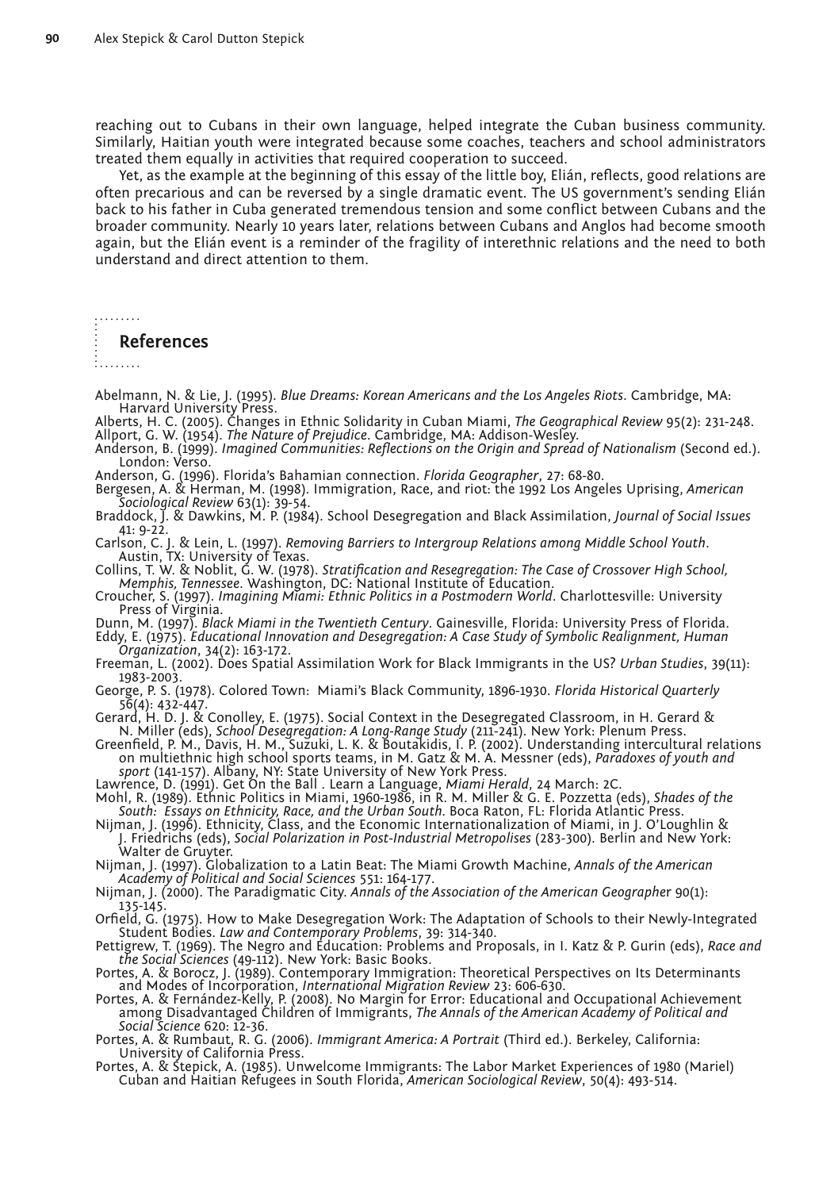reaching out to Cubans in their own language, helped integrate the Cuban business community. Similarly, Haitian youth were integrated because some coaches, teachers and school administrators treated them equally in activities that required cooperation to succeed.

Yet, as the example at the beginning of this essay of the little boy, Elián, reflects, good relations are often precarious and can be reversed by a single dramatic event. The US government's sending Elián back to his father in Cuba generated tremendous tension and some conflict between Cubans and the broader community. Nearly 10 years later, relations between Cubans and Anglos had become smooth again, but the Elián event is a reminder of the fragility of interethnic relations and the need to both understand and direct attention to them.

## References

Abelmann, N. & Lie, J. (1995). *Blue Dreams: Korean Americans and the Los Angeles Riots*. Cambridge, MA: Harvard University Press.

Alberts, H. C. (2005). Changes in Ethnic Solidarity in Cuban Miami, *The Geographical Review* 95(2): 231-248.

Allport, G. W. (1954). *The Nature of Prejudice*. Cambridge, MA: Addison-Wesley.

Anderson, B. (1999). *Imagined Communities: Reflections on the Origin and Spread of Nationalism* (Second ed.). London: Verso.

Anderson, G. (1996). Florida's Bahamian connection. *Florida Geographer*, 27: 68-80.

Bergesen, A. & Herman, M. (1998). Immigration, Race, and riot: the 1992 Los Angeles Uprising, *American Sociological Review* 63(1): 39-54.

Braddock, J. & Dawkins, M. P. (1984). School Desegregation and Black Assimilation, *Journal of Social Issues* 41: 9-22.

Carlson, C. J. & Lein, L. (1997). *Removing Barriers to Intergroup Relations among Middle School Youth*. Austin, TX: University of Texas.

Collins, T. W. & Noblit, G. W. (1978). *Stratification and Resegregation: The Case of Crossover High School, Memphis, Tennessee*. Washington, DC: National Institute of Education.

Croucher, S. (1997). *Imagining Miami: Ethnic Politics in a Postmodern World*. Charlottesville: University Press of Virginia.

Dunn, M. (1997). *Black Miami in the Twentieth Century*. Gainesville, Florida: University Press of Florida.

Eddy, E. (1975). *Educational Innovation and Desegregation: A Case Study of Symbolic Realignment, Human Organization*, 34(2): 163-172.

Freeman, L. (2002). Does Spatial Assimilation Work for Black Immigrants in the US? *Urban Studies*, 39(11): 1983-2003.

George, P. S. (1978). Colored Town: Miami's Black Community, 1896-1930. *Florida Historical Quarterly* 56(4): 432-447.

Gerard, H. D. J. & Conolley, E. (1975). Social Context in the Desegregated Classroom, in H. Gerard & N. Miller (eds), *School Desegregation: A Long-Range Study* (211-241). New York: Plenum Press.

Greenfield, P. M., Davis, H. M., Suzuki, L. K. & Boutakidis, I. P. (2002). Understanding intercultural relations on multiethnic high school sports teams, in M. Gatz & M. A. Messner (eds), *Paradoxes of youth and sport* (141-157). Albany, NY: State University of New York Press.

Lawrence, D. (1991). Get On the Ball . Learn a Language, *Miami Herald*, 24 March: 2C.

Mohl, R. (1989). Ethnic Politics in Miami, 1960-1986, in R. M. Miller & G. E. Pozzetta (eds), *Shades of the South: Essays on Ethnicity, Race, and the Urban South*. Boca Raton, FL: Florida Atlantic Press.

Nijman, J. (1996). Ethnicity, Class, and the Economic Internationalization of Miami, in J. O'Loughlin & J. Friedrichs (eds), *Social Polarization in Post-Industrial Metropolises* (283-300). Berlin and New York: Walter de Gruyter.

Nijman, J. (1997). Globalization to a Latin Beat: The Miami Growth Machine, *Annals of the American Academy of Political and Social Sciences* 551: 164-177.

Nijman, J. (2000). The Paradigmatic City. *Annals of the Association of the American Geographer* 90(1): 135-145.

Orfield, G. (1975). How to Make Desegregation Work: The Adaptation of Schools to their Newly-Integrated Student Bodies. *Law and Contemporary Problems*, 39: 314-340.

Pettigrew, T. (1969). The Negro and Education: Problems and Proposals, in I. Katz & P. Gurin (eds), *Race and the Social Sciences* (49-112). New York: Basic Books.

Portes, A. & Borocz, J. (1989). Contemporary Immigration: Theoretical Perspectives on Its Determinants and Modes of Incorporation, *International Migration Review* 23: 606-630.

Portes, A. & Fernández-Kelly, P. (2008). No Margin for Error: Educational and Occupational Achievement among Disadvantaged Children of Immigrants, *The Annals of the American Academy of Political and Social Science* 620: 12-36.

Portes, A. & Rumbaut, R. G. (2006). *Immigrant America: A Portrait* (Third ed.). Berkeley, California: University of California Press.

Portes, A. & Stepick, A. (1985). Unwelcome Immigrants: The Labor Market Experiences of 1980 (Mariel) Cuban and Haitian Refugees in South Florida, *American Sociological Review*, 50(4): 493-514.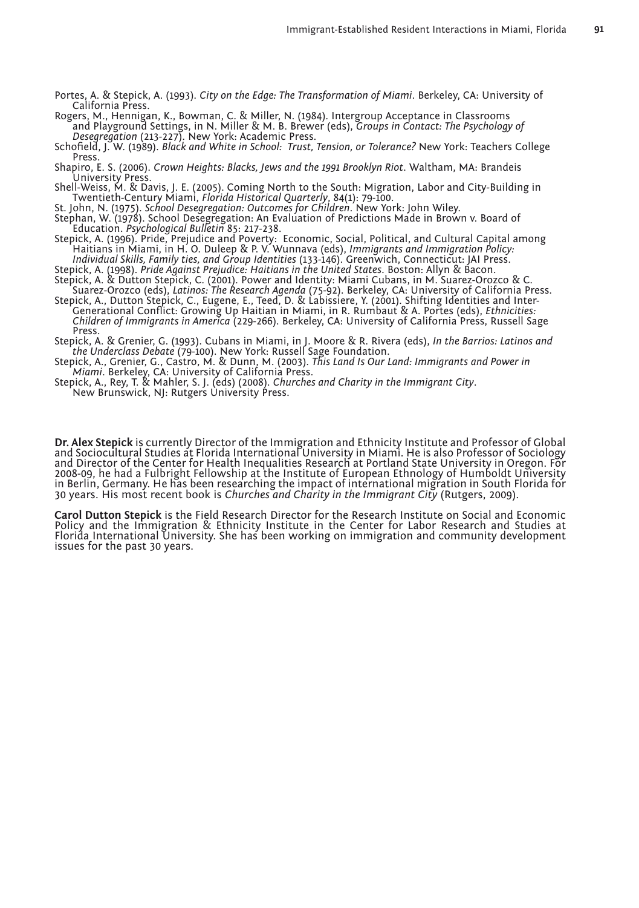Portes, A. & Stepick, A. (1993). *City on the Edge: The Transformation of Miami*. Berkeley, CA: University of California Press.

Rogers, M., Hennigan, K., Bowman, C. & Miller, N. (1984). Intergroup Acceptance in Classrooms and Playground Settings, in N. Miller & M. B. Brewer (eds), *Groups in Contact: The Psychology of Desegregation* (213-227). New York: Academic Press.

Schofield, J. W. (1989). *Black and White in School: Trust, Tension, or Tolerance?* New York: Teachers College Press.

Shapiro, E. S. (2006). *Crown Heights: Blacks, Jews and the 1991 Brooklyn Riot*. Waltham, MA: Brandeis University Press.

Shell-Weiss, M. & Davis, J. E. (2005). Coming North to the South: Migration, Labor and City-Building in Twentieth-Century Miami, *Florida Historical Quarterly*, 84(1): 79-100.

St. John, N. (1975). *School Desegregation: Outcomes for Children*. New York: John Wiley.

Stephan, W. (1978). School Desegregation: An Evaluation of Predictions Made in Brown v. Board of Education. *Psychological Bulletin* 85: 217-238.

Stepick, A. (1996). Pride, Prejudice and Poverty: Economic, Social, Political, and Cultural Capital among Haitians in Miami, in H. O. Duleep & P. V. Wunnava (eds), *Immigrants and Immigration Policy: Individual Skills, Family ties, and Group Identities* (133-146). Greenwich, Connecticut: JAI Press.

Stepick, A. (1998). *Pride Against Prejudice: Haitians in the United States*. Boston: Allyn & Bacon.

Stepick, A. & Dutton Stepick, C. (2001). Power and Identity: Miami Cubans, in M. Suarez-Orozco & C. Suarez-Orozco (eds), *Latinos: The Research Agenda* (75-92). Berkeley, CA: University of California Press.

Stepick, A., Dutton Stepick, C., Eugene, E., Teed, D. & Labissiere, Y. (2001). Shifting Identities and Inter-Generational Conflict: Growing Up Haitian in Miami, in R. Rumbaut & A. Portes (eds), *Ethnicities: Children of Immigrants in America* (229-266). Berkeley, CA: University of California Press, Russell Sage Press.

Stepick, A. & Grenier, G. (1993). Cubans in Miami, in J. Moore & R. Rivera (eds), *In the Barrios: Latinos and the Underclass Debate* (79-100). New York: Russell Sage Foundation.

Stepick, A., Grenier, G., Castro, M. & Dunn, M. (2003). *This Land Is Our Land: Immigrants and Power in Miami*. Berkeley, CA: University of California Press.

Stepick, A., Rey, T. & Mahler, S. J. (eds) (2008). *Churches and Charity in the Immigrant City*. New Brunswick, NJ: Rutgers University Press.

**Dr. Alex Stepick** is currently Director of the Immigration and Ethnicity Institute and Professor of Global and Sociocultural Studies at Florida International University in Miami. He is also Professor of Sociology and Director of the Center for Health Inequalities Research at Portland State University in Oregon. For 2008-09, he had a Fulbright Fellowship at the Institute of European Ethnology of Humboldt University in Berlin, Germany. He has been researching the impact of international migration in South Florida for 30 years. His most recent book is *Churches and Charity in the Immigrant City* (Rutgers, 2009).

**Carol Dutton Stepick** is the Field Research Director for the Research Institute on Social and Economic Policy and the Immigration & Ethnicity Institute in the Center for Labor Research and Studies at Florida International University. She has been working on immigration and community development issues for the past 30 years.